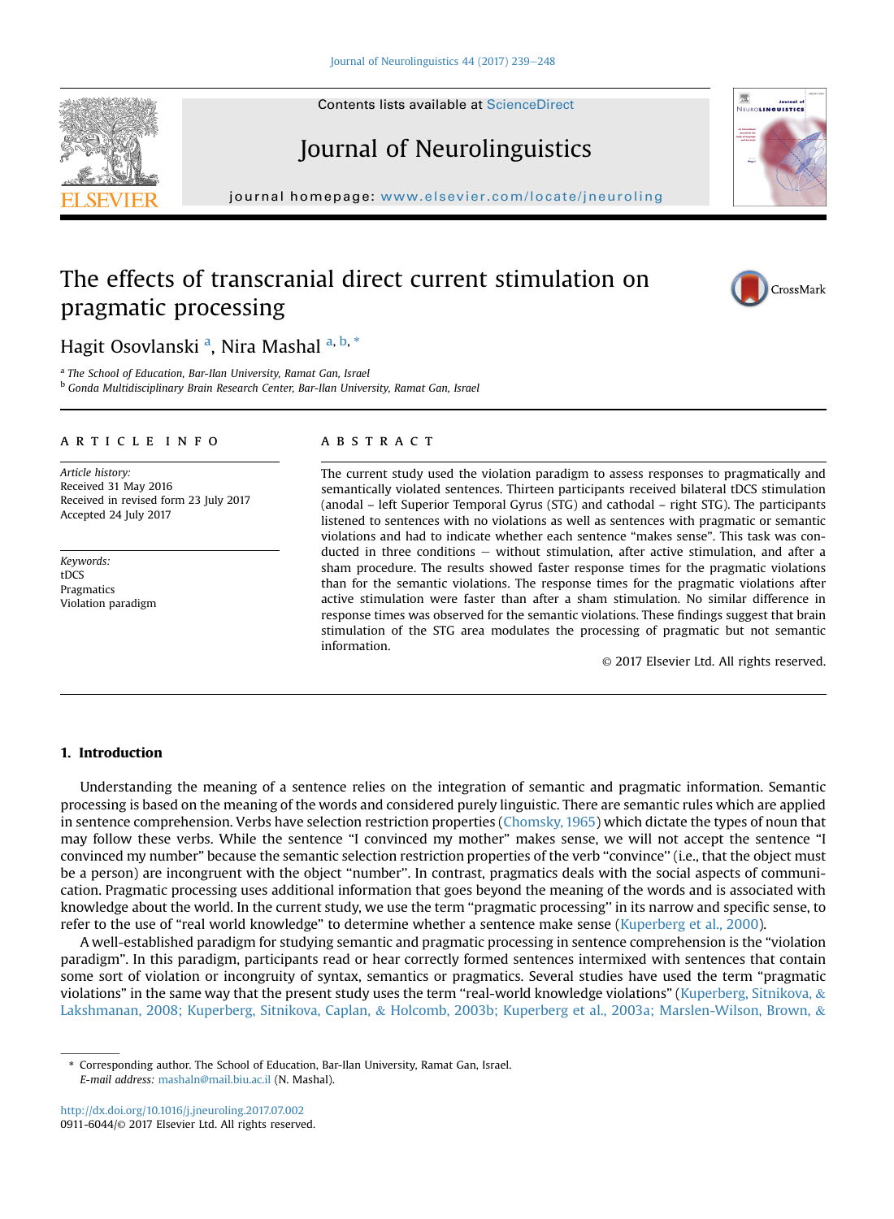# The effects of transcranial direct current stimulation on pragmatic processing

Hagit Osovlanski [a], Nira Mashal [a, b, *]

[a] The School of Education, Bar-Ilan University, Ramat Gan, Israel
[b] Gonda Multidisciplinary Brain Research Center, Bar-Ilan University, Ramat Gan, Israel

## ARTICLE INFO

*Article history:*
Received 31 May 2016
Received in revised form 23 July 2017
Accepted 24 July 2017

*Keywords:*
tDCS
Pragmatics
Violation paradigm

## ABSTRACT

The current study used the violation paradigm to assess responses to pragmatically and semantically violated sentences. Thirteen participants received bilateral tDCS stimulation (anodal – left Superior Temporal Gyrus (STG) and cathodal – right STG). The participants listened to sentences with no violations as well as sentences with pragmatic or semantic violations and had to indicate whether each sentence "makes sense". This task was conducted in three conditions — without stimulation, after active stimulation, and after a sham procedure. The results showed faster response times for the pragmatic violations than for the semantic violations. The response times for the pragmatic violations after active stimulation were faster than after a sham stimulation. No similar difference in response times was observed for the semantic violations. These findings suggest that brain stimulation of the STG area modulates the processing of pragmatic but not semantic information.

© 2017 Elsevier Ltd. All rights reserved.

## 1. Introduction

Understanding the meaning of a sentence relies on the integration of semantic and pragmatic information. Semantic processing is based on the meaning of the words and considered purely linguistic. There are semantic rules which are applied in sentence comprehension. Verbs have selection restriction properties (Chomsky, 1965) which dictate the types of noun that may follow these verbs. While the sentence "I convinced my mother" makes sense, we will not accept the sentence "I convinced my number" because the semantic selection restriction properties of the verb "convince" (i.e., that the object must be a person) are incongruent with the object "number". In contrast, pragmatics deals with the social aspects of communication. Pragmatic processing uses additional information that goes beyond the meaning of the words and is associated with knowledge about the world. In the current study, we use the term "pragmatic processing" in its narrow and specific sense, to refer to the use of "real world knowledge" to determine whether a sentence make sense (Kuperberg et al., 2000).

A well-established paradigm for studying semantic and pragmatic processing in sentence comprehension is the "violation paradigm". In this paradigm, participants read or hear correctly formed sentences intermixed with sentences that contain some sort of violation or incongruity of syntax, semantics or pragmatics. Several studies have used the term "pragmatic violations" in the same way that the present study uses the term "real-world knowledge violations" (Kuperberg, Sitnikova, & Lakshmanan, 2008; Kuperberg, Sitnikova, Caplan, & Holcomb, 2003b; Kuperberg et al., 2003a; Marslen-Wilson, Brown, &

* Corresponding author. The School of Education, Bar-Ilan University, Ramat Gan, Israel.
*E-mail address:* mashaln@mail.biu.ac.il (N. Mashal).

http://dx.doi.org/10.1016/j.jneuroling.2017.07.002
0911-6044/© 2017 Elsevier Ltd. All rights reserved.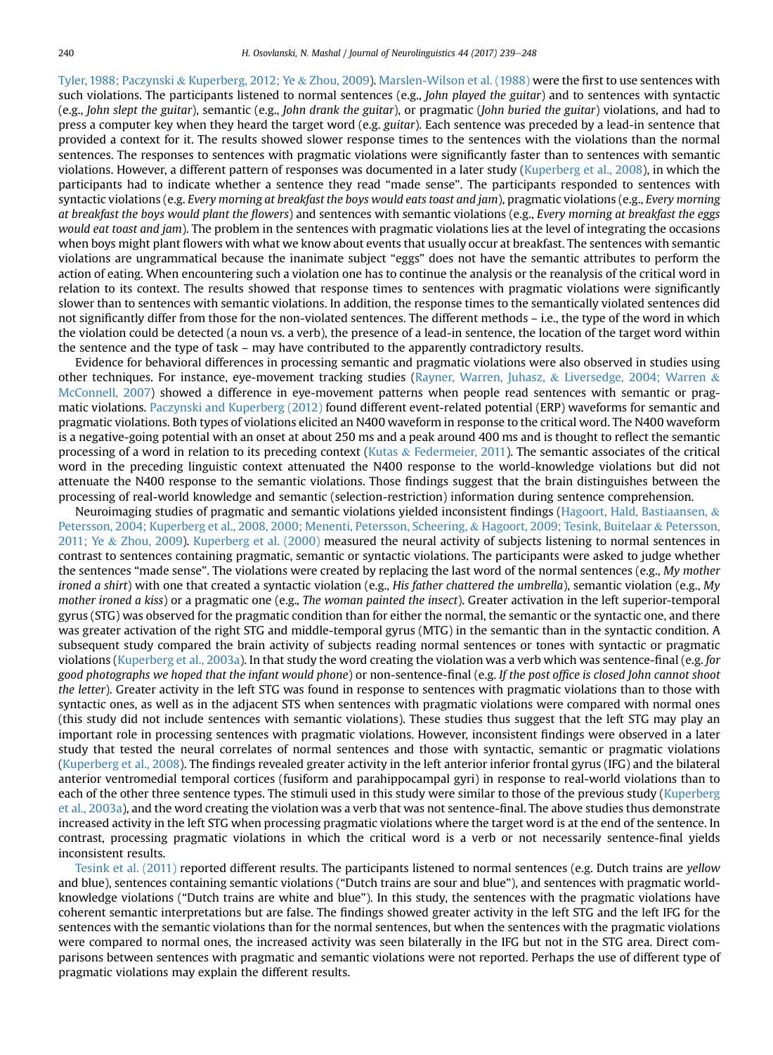Tyler, 1988; Paczynski & Kuperberg, 2012; Ye & Zhou, 2009). Marslen-Wilson et al. (1988) were the first to use sentences with such violations. The participants listened to normal sentences (e.g., *John played the guitar*) and to sentences with syntactic (e.g., *John slept the guitar*), semantic (e.g., *John drank the guitar*), or pragmatic (*John buried the guitar*) violations, and had to press a computer key when they heard the target word (e.g. *guitar*). Each sentence was preceded by a lead-in sentence that provided a context for it. The results showed slower response times to the sentences with the violations than the normal sentences. The responses to sentences with pragmatic violations were significantly faster than to sentences with semantic violations. However, a different pattern of responses was documented in a later study (Kuperberg et al., 2008), in which the participants had to indicate whether a sentence they read "made sense". The participants responded to sentences with syntactic violations (e.g. *Every morning at breakfast the boys would eats toast and jam*), pragmatic violations (e.g., *Every morning at breakfast the boys would plant the flowers*) and sentences with semantic violations (e.g., *Every morning at breakfast the eggs would eat toast and jam*). The problem in the sentences with pragmatic violations lies at the level of integrating the occasions when boys might plant flowers with what we know about events that usually occur at breakfast. The sentences with semantic violations are ungrammatical because the inanimate subject "eggs" does not have the semantic attributes to perform the action of eating. When encountering such a violation one has to continue the analysis or the reanalysis of the critical word in relation to its context. The results showed that response times to sentences with pragmatic violations were significantly slower than to sentences with semantic violations. In addition, the response times to the semantically violated sentences did not significantly differ from those for the non-violated sentences. The different methods – i.e., the type of the word in which the violation could be detected (a noun vs. a verb), the presence of a lead-in sentence, the location of the target word within the sentence and the type of task – may have contributed to the apparently contradictory results.

Evidence for behavioral differences in processing semantic and pragmatic violations were also observed in studies using other techniques. For instance, eye-movement tracking studies (Rayner, Warren, Juhasz, & Liversedge, 2004; Warren & McConnell, 2007) showed a difference in eye-movement patterns when people read sentences with semantic or pragmatic violations. Paczynski and Kuperberg (2012) found different event-related potential (ERP) waveforms for semantic and pragmatic violations. Both types of violations elicited an N400 waveform in response to the critical word. The N400 waveform is a negative-going potential with an onset at about 250 ms and a peak around 400 ms and is thought to reflect the semantic processing of a word in relation to its preceding context (Kutas & Federmeier, 2011). The semantic associates of the critical word in the preceding linguistic context attenuated the N400 response to the world-knowledge violations but did not attenuate the N400 response to the semantic violations. Those findings suggest that the brain distinguishes between the processing of real-world knowledge and semantic (selection-restriction) information during sentence comprehension.

Neuroimaging studies of pragmatic and semantic violations yielded inconsistent findings (Hagoort, Hald, Bastiaansen, & Petersson, 2004; Kuperberg et al., 2008, 2000; Menenti, Petersson, Scheering, & Hagoort, 2009; Tesink, Buitelaar & Petersson, 2011; Ye & Zhou, 2009). Kuperberg et al. (2000) measured the neural activity of subjects listening to normal sentences in contrast to sentences containing pragmatic, semantic or syntactic violations. The participants were asked to judge whether the sentences "made sense". The violations were created by replacing the last word of the normal sentences (e.g., *My mother ironed a shirt*) with one that created a syntactic violation (e.g., *His father chattered the umbrella*), semantic violation (e.g., *My mother ironed a kiss*) or a pragmatic one (e.g., *The woman painted the insect*). Greater activation in the left superior-temporal gyrus (STG) was observed for the pragmatic condition than for either the normal, the semantic or the syntactic one, and there was greater activation of the right STG and middle-temporal gyrus (MTG) in the semantic than in the syntactic condition. A subsequent study compared the brain activity of subjects reading normal sentences or tones with syntactic or pragmatic violations (Kuperberg et al., 2003a). In that study the word creating the violation was a verb which was sentence-final (e.g. *for good photographs we hoped that the infant would phone*) or non-sentence-final (e.g. *If the post office is closed John cannot shoot the letter*). Greater activity in the left STG was found in response to sentences with pragmatic violations than to those with syntactic ones, as well as in the adjacent STS when sentences with pragmatic violations were compared with normal ones (this study did not include sentences with semantic violations). These studies thus suggest that the left STG may play an important role in processing sentences with pragmatic violations. However, inconsistent findings were observed in a later study that tested the neural correlates of normal sentences and those with syntactic, semantic or pragmatic violations (Kuperberg et al., 2008). The findings revealed greater activity in the left anterior inferior frontal gyrus (IFG) and the bilateral anterior ventromedial temporal cortices (fusiform and parahippocampal gyri) in response to real-world violations than to each of the other three sentence types. The stimuli used in this study were similar to those of the previous study (Kuperberg et al., 2003a), and the word creating the violation was a verb that was not sentence-final. The above studies thus demonstrate increased activity in the left STG when processing pragmatic violations where the target word is at the end of the sentence. In contrast, processing pragmatic violations in which the critical word is a verb or not necessarily sentence-final yields inconsistent results.

Tesink et al. (2011) reported different results. The participants listened to normal sentences (e.g. Dutch trains are *yellow* and blue), sentences containing semantic violations ("Dutch trains are sour and blue"), and sentences with pragmatic world-knowledge violations ("Dutch trains are white and blue"). In this study, the sentences with the pragmatic violations have coherent semantic interpretations but are false. The findings showed greater activity in the left STG and the left IFG for the sentences with the semantic violations than for the normal sentences, but when the sentences with the pragmatic violations were compared to normal ones, the increased activity was seen bilaterally in the IFG but not in the STG area. Direct comparisons between sentences with pragmatic and semantic violations were not reported. Perhaps the use of different type of pragmatic violations may explain the different results.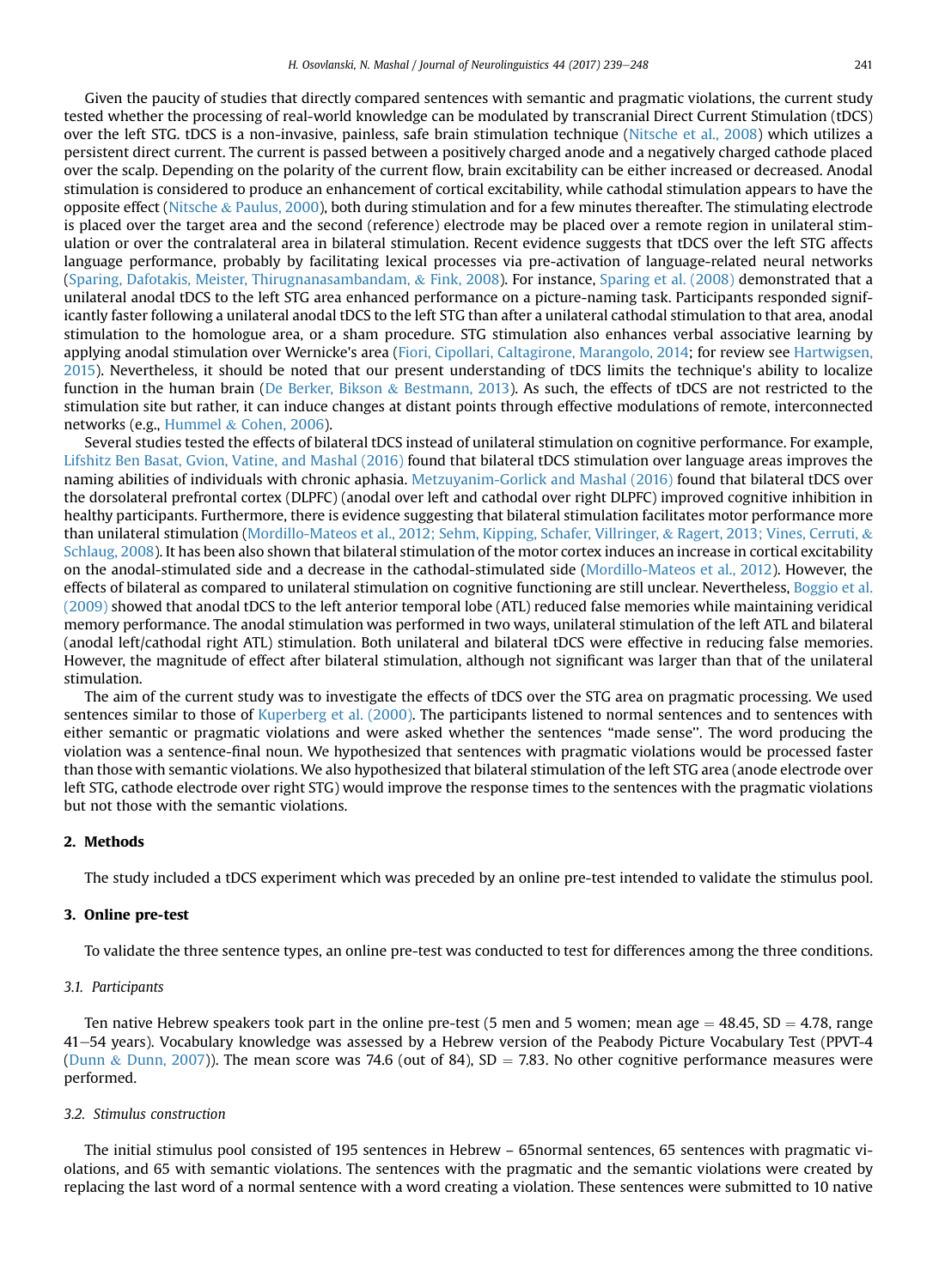Given the paucity of studies that directly compared sentences with semantic and pragmatic violations, the current study tested whether the processing of real-world knowledge can be modulated by transcranial Direct Current Stimulation (tDCS) over the left STG. tDCS is a non-invasive, painless, safe brain stimulation technique (Nitsche et al., 2008) which utilizes a persistent direct current. The current is passed between a positively charged anode and a negatively charged cathode placed over the scalp. Depending on the polarity of the current flow, brain excitability can be either increased or decreased. Anodal stimulation is considered to produce an enhancement of cortical excitability, while cathodal stimulation appears to have the opposite effect (Nitsche & Paulus, 2000), both during stimulation and for a few minutes thereafter. The stimulating electrode is placed over the target area and the second (reference) electrode may be placed over a remote region in unilateral stimulation or over the contralateral area in bilateral stimulation. Recent evidence suggests that tDCS over the left STG affects language performance, probably by facilitating lexical processes via pre-activation of language-related neural networks (Sparing, Dafotakis, Meister, Thirugnanasambandam, & Fink, 2008). For instance, Sparing et al. (2008) demonstrated that a unilateral anodal tDCS to the left STG area enhanced performance on a picture-naming task. Participants responded significantly faster following a unilateral anodal tDCS to the left STG than after a unilateral cathodal stimulation to that area, anodal stimulation to the homologue area, or a sham procedure. STG stimulation also enhances verbal associative learning by applying anodal stimulation over Wernicke's area (Fiori, Cipollari, Caltagirone, Marangolo, 2014; for review see Hartwigsen, 2015). Nevertheless, it should be noted that our present understanding of tDCS limits the technique's ability to localize function in the human brain (De Berker, Bikson & Bestmann, 2013). As such, the effects of tDCS are not restricted to the stimulation site but rather, it can induce changes at distant points through effective modulations of remote, interconnected networks (e.g., Hummel & Cohen, 2006).

Several studies tested the effects of bilateral tDCS instead of unilateral stimulation on cognitive performance. For example, Lifshitz Ben Basat, Gvion, Vatine, and Mashal (2016) found that bilateral tDCS stimulation over language areas improves the naming abilities of individuals with chronic aphasia. Metzuyanim-Gorlick and Mashal (2016) found that bilateral tDCS over the dorsolateral prefrontal cortex (DLPFC) (anodal over left and cathodal over right DLPFC) improved cognitive inhibition in healthy participants. Furthermore, there is evidence suggesting that bilateral stimulation facilitates motor performance more than unilateral stimulation (Mordillo-Mateos et al., 2012; Sehm, Kipping, Schafer, Villringer, & Ragert, 2013; Vines, Cerruti, & Schlaug, 2008). It has been also shown that bilateral stimulation of the motor cortex induces an increase in cortical excitability on the anodal-stimulated side and a decrease in the cathodal-stimulated side (Mordillo-Mateos et al., 2012). However, the effects of bilateral as compared to unilateral stimulation on cognitive functioning are still unclear. Nevertheless, Boggio et al. (2009) showed that anodal tDCS to the left anterior temporal lobe (ATL) reduced false memories while maintaining veridical memory performance. The anodal stimulation was performed in two ways, unilateral stimulation of the left ATL and bilateral (anodal left/cathodal right ATL) stimulation. Both unilateral and bilateral tDCS were effective in reducing false memories. However, the magnitude of effect after bilateral stimulation, although not significant was larger than that of the unilateral stimulation.

The aim of the current study was to investigate the effects of tDCS over the STG area on pragmatic processing. We used sentences similar to those of Kuperberg et al. (2000). The participants listened to normal sentences and to sentences with either semantic or pragmatic violations and were asked whether the sentences "made sense''. The word producing the violation was a sentence-final noun. We hypothesized that sentences with pragmatic violations would be processed faster than those with semantic violations. We also hypothesized that bilateral stimulation of the left STG area (anode electrode over left STG, cathode electrode over right STG) would improve the response times to the sentences with the pragmatic violations but not those with the semantic violations.

## 2. Methods

The study included a tDCS experiment which was preceded by an online pre-test intended to validate the stimulus pool.

## 3. Online pre-test

To validate the three sentence types, an online pre-test was conducted to test for differences among the three conditions.

### 3.1. Participants

Ten native Hebrew speakers took part in the online pre-test (5 men and 5 women; mean age = 48.45, SD = 4.78, range 41–54 years). Vocabulary knowledge was assessed by a Hebrew version of the Peabody Picture Vocabulary Test (PPVT-4 (Dunn & Dunn, 2007)). The mean score was 74.6 (out of 84), SD = 7.83. No other cognitive performance measures were performed.

### 3.2. Stimulus construction

The initial stimulus pool consisted of 195 sentences in Hebrew – 65normal sentences, 65 sentences with pragmatic violations, and 65 with semantic violations. The sentences with the pragmatic and the semantic violations were created by replacing the last word of a normal sentence with a word creating a violation. These sentences were submitted to 10 native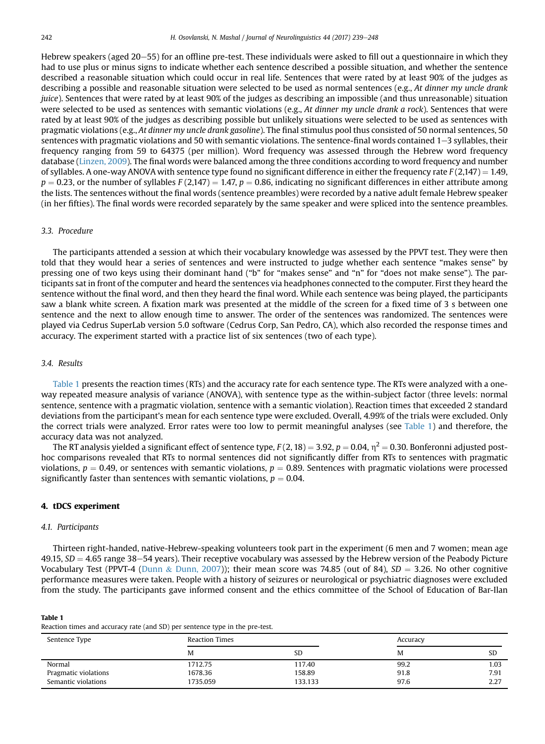Hebrew speakers (aged 20–55) for an offline pre-test. These individuals were asked to fill out a questionnaire in which they had to use plus or minus signs to indicate whether each sentence described a possible situation, and whether the sentence described a reasonable situation which could occur in real life. Sentences that were rated by at least 90% of the judges as describing a possible and reasonable situation were selected to be used as normal sentences (e.g., *At dinner my uncle drank juice*). Sentences that were rated by at least 90% of the judges as describing an impossible (and thus unreasonable) situation were selected to be used as sentences with semantic violations (e.g., *At dinner my uncle drank a rock*). Sentences that were rated by at least 90% of the judges as describing possible but unlikely situations were selected to be used as sentences with pragmatic violations (e.g., *At dinner my uncle drank gasoline*). The final stimulus pool thus consisted of 50 normal sentences, 50 sentences with pragmatic violations and 50 with semantic violations. The sentence-final words contained 1–3 syllables, their frequency ranging from 59 to 64375 (per million). Word frequency was assessed through the Hebrew word frequency database (Linzen, 2009). The final words were balanced among the three conditions according to word frequency and number of syllables. A one-way ANOVA with sentence type found no significant difference in either the frequency rate $F(2,147) = 1.49$, $p = 0.23$, or the number of syllables $F(2,147) = 1.47$, $p = 0.86$, indicating no significant differences in either attribute among the lists. The sentences without the final words (sentence preambles) were recorded by a native adult female Hebrew speaker (in her fifties). The final words were recorded separately by the same speaker and were spliced into the sentence preambles.

### 3.3. Procedure

The participants attended a session at which their vocabulary knowledge was assessed by the PPVT test. They were then told that they would hear a series of sentences and were instructed to judge whether each sentence "makes sense" by pressing one of two keys using their dominant hand ("b" for "makes sense" and "n" for "does not make sense"). The participants sat in front of the computer and heard the sentences via headphones connected to the computer. First they heard the sentence without the final word, and then they heard the final word. While each sentence was being played, the participants saw a blank white screen. A fixation mark was presented at the middle of the screen for a fixed time of 3 s between one sentence and the next to allow enough time to answer. The order of the sentences was randomized. The sentences were played via Cedrus SuperLab version 5.0 software (Cedrus Corp, San Pedro, CA), which also recorded the response times and accuracy. The experiment started with a practice list of six sentences (two of each type).

### 3.4. Results

Table 1 presents the reaction times (RTs) and the accuracy rate for each sentence type. The RTs were analyzed with a one-way repeated measure analysis of variance (ANOVA), with sentence type as the within-subject factor (three levels: normal sentence, sentence with a pragmatic violation, sentence with a semantic violation). Reaction times that exceeded 2 standard deviations from the participant's mean for each sentence type were excluded. Overall, 4.99% of the trials were excluded. Only the correct trials were analyzed. Error rates were too low to permit meaningful analyses (see Table 1) and therefore, the accuracy data was not analyzed.

The RT analysis yielded a significant effect of sentence type, $F(2, 18) = 3.92$, $p = 0.04$, $\eta^2 = 0.30$. Bonferonni adjusted post-hoc comparisons revealed that RTs to normal sentences did not significantly differ from RTs to sentences with pragmatic violations, $p = 0.49$, or sentences with semantic violations, $p = 0.89$. Sentences with pragmatic violations were processed significantly faster than sentences with semantic violations, $p = 0.04$.

## 4. tDCS experiment

### 4.1. Participants

Thirteen right-handed, native-Hebrew-speaking volunteers took part in the experiment (6 men and 7 women; mean age 49.15, $SD = 4.65$ range 38–54 years). Their receptive vocabulary was assessed by the Hebrew version of the Peabody Picture Vocabulary Test (PPVT-4 (Dunn & Dunn, 2007)); their mean score was 74.85 (out of 84), $SD = 3.26$. No other cognitive performance measures were taken. People with a history of seizures or neurological or psychiatric diagnoses were excluded from the study. The participants gave informed consent and the ethics committee of the School of Education of Bar-Ilan

**Table 1**
Reaction times and accuracy rate (and SD) per sentence type in the pre-test.

| Sentence Type | Reaction Times | | Accuracy | |
|---|---|---|---|---|
| | M | SD | M | SD |
| Normal | 1712.75 | 117.40 | 99.2 | 1.03 |
| Pragmatic violations | 1678.36 | 158.89 | 91.8 | 7.91 |
| Semantic violations | 1735.059 | 133.133 | 97.6 | 2.27 |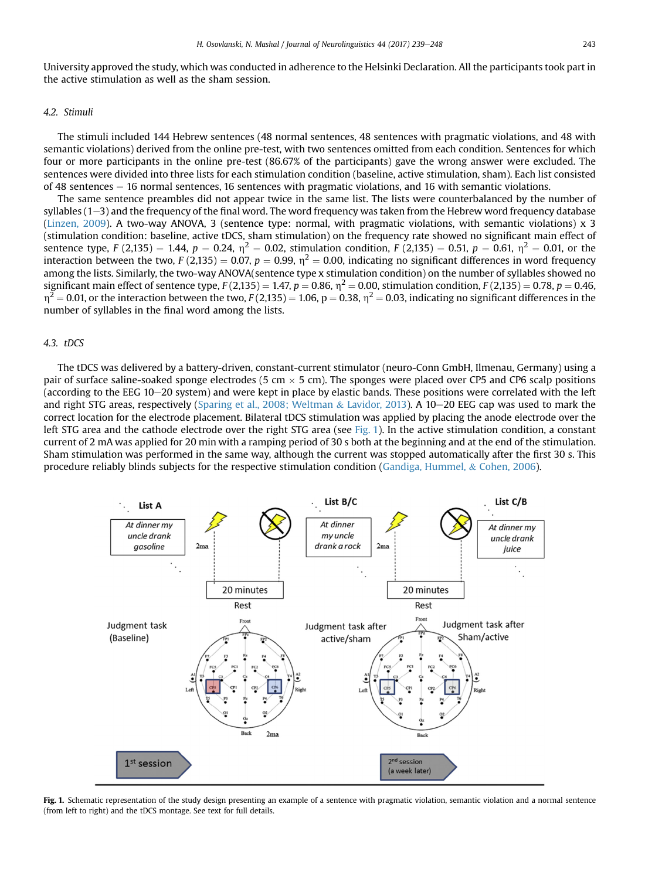University approved the study, which was conducted in adherence to the Helsinki Declaration. All the participants took part in the active stimulation as well as the sham session.

### 4.2. Stimuli

The stimuli included 144 Hebrew sentences (48 normal sentences, 48 sentences with pragmatic violations, and 48 with semantic violations) derived from the online pre-test, with two sentences omitted from each condition. Sentences for which four or more participants in the online pre-test (86.67% of the participants) gave the wrong answer were excluded. The sentences were divided into three lists for each stimulation condition (baseline, active stimulation, sham). Each list consisted of 48 sentences – 16 normal sentences, 16 sentences with pragmatic violations, and 16 with semantic violations.

The same sentence preambles did not appear twice in the same list. The lists were counterbalanced by the number of syllables (1–3) and the frequency of the final word. The word frequency was taken from the Hebrew word frequency database (Linzen, 2009). A two-way ANOVA, 3 (sentence type: normal, with pragmatic violations, with semantic violations) x 3 (stimulation condition: baseline, active tDCS, sham stimulation) on the frequency rate showed no significant main effect of sentence type, $F(2,135) = 1.44$, $p = 0.24$, $\eta^2 = 0.02$, stimulation condition, $F(2,135) = 0.51$, $p = 0.61$, $\eta^2 = 0.01$, or the interaction between the two, $F(2,135) = 0.07$, $p = 0.99$, $\eta^2 = 0.00$, indicating no significant differences in word frequency among the lists. Similarly, the two-way ANOVA(sentence type x stimulation condition) on the number of syllables showed no significant main effect of sentence type, $F(2,135) = 1.47$, $p = 0.86$, $\eta^2 = 0.00$, stimulation condition, $F(2,135) = 0.78$, $p = 0.46$, $\eta^2 = 0.01$, or the interaction between the two, $F(2,135) = 1.06$, $p = 0.38$, $\eta^2 = 0.03$, indicating no significant differences in the number of syllables in the final word among the lists.

### 4.3. tDCS

The tDCS was delivered by a battery-driven, constant-current stimulator (neuro-Conn GmbH, Ilmenau, Germany) using a pair of surface saline-soaked sponge electrodes (5 cm × 5 cm). The sponges were placed over CP5 and CP6 scalp positions (according to the EEG 10–20 system) and were kept in place by elastic bands. These positions were correlated with the left and right STG areas, respectively (Sparing et al., 2008; Weltman & Lavidor, 2013). A 10–20 EEG cap was used to mark the correct location for the electrode placement. Bilateral tDCS stimulation was applied by placing the anode electrode over the left STG area and the cathode electrode over the right STG area (see Fig. 1). In the active stimulation condition, a constant current of 2 mA was applied for 20 min with a ramping period of 30 s both at the beginning and at the end of the stimulation. Sham stimulation was performed in the same way, although the current was stopped automatically after the first 30 s. This procedure reliably blinds subjects for the respective stimulation condition (Gandiga, Hummel, & Cohen, 2006).

**Fig. 1.** Schematic representation of the study design presenting an example of a sentence with pragmatic violation, semantic violation and a normal sentence (from left to right) and the tDCS montage. See text for full details.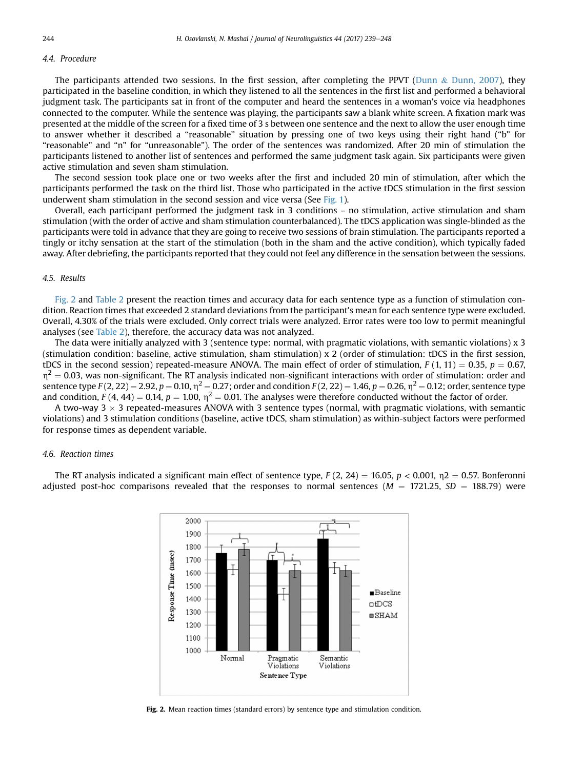### 4.4. Procedure

The participants attended two sessions. In the first session, after completing the PPVT (Dunn & Dunn, 2007), they participated in the baseline condition, in which they listened to all the sentences in the first list and performed a behavioral judgment task. The participants sat in front of the computer and heard the sentences in a woman's voice via headphones connected to the computer. While the sentence was playing, the participants saw a blank white screen. A fixation mark was presented at the middle of the screen for a fixed time of 3 s between one sentence and the next to allow the user enough time to answer whether it described a "reasonable" situation by pressing one of two keys using their right hand ("b" for "reasonable" and "n" for "unreasonable"). The order of the sentences was randomized. After 20 min of stimulation the participants listened to another list of sentences and performed the same judgment task again. Six participants were given active stimulation and seven sham stimulation.

The second session took place one or two weeks after the first and included 20 min of stimulation, after which the participants performed the task on the third list. Those who participated in the active tDCS stimulation in the first session underwent sham stimulation in the second session and vice versa (See Fig. 1).

Overall, each participant performed the judgment task in 3 conditions – no stimulation, active stimulation and sham stimulation (with the order of active and sham stimulation counterbalanced). The tDCS application was single-blinded as the participants were told in advance that they are going to receive two sessions of brain stimulation. The participants reported a tingly or itchy sensation at the start of the stimulation (both in the sham and the active condition), which typically faded away. After debriefing, the participants reported that they could not feel any difference in the sensation between the sessions.

### 4.5. Results

Fig. 2 and Table 2 present the reaction times and accuracy data for each sentence type as a function of stimulation condition. Reaction times that exceeded 2 standard deviations from the participant's mean for each sentence type were excluded. Overall, 4.30% of the trials were excluded. Only correct trials were analyzed. Error rates were too low to permit meaningful analyses (see Table 2), therefore, the accuracy data was not analyzed.

The data were initially analyzed with 3 (sentence type: normal, with pragmatic violations, with semantic violations) x 3 (stimulation condition: baseline, active stimulation, sham stimulation) x 2 (order of stimulation: tDCS in the first session, tDCS in the second session) repeated-measure ANOVA. The main effect of order of stimulation, $F(1, 11) = 0.35$, $p = 0.67$, $\eta^2 = 0.03$, was non-significant. The RT analysis indicated non-significant interactions with order of stimulation: order and sentence type $F(2, 22) = 2.92$, $p = 0.10$, $\eta^2 = 0.27$; order and condition $F(2, 22) = 1.46$, $p = 0.26$, $\eta^2 = 0.12$; order, sentence type and condition, $F(4, 44) = 0.14$, $p = 1.00$, $\eta^2 = 0.01$. The analyses were therefore conducted without the factor of order.

A two-way 3 × 3 repeated-measures ANOVA with 3 sentence types (normal, with pragmatic violations, with semantic violations) and 3 stimulation conditions (baseline, active tDCS, sham stimulation) as within-subject factors were performed for response times as dependent variable.

### 4.6. Reaction times

The RT analysis indicated a significant main effect of sentence type, $F(2, 24) = 16.05$, $p < 0.001$, $\eta 2 = 0.57$. Bonferonni adjusted post-hoc comparisons revealed that the responses to normal sentences ($M = 1721.25$, $SD = 188.79$) were

**Fig. 2.** Mean reaction times (standard errors) by sentence type and stimulation condition.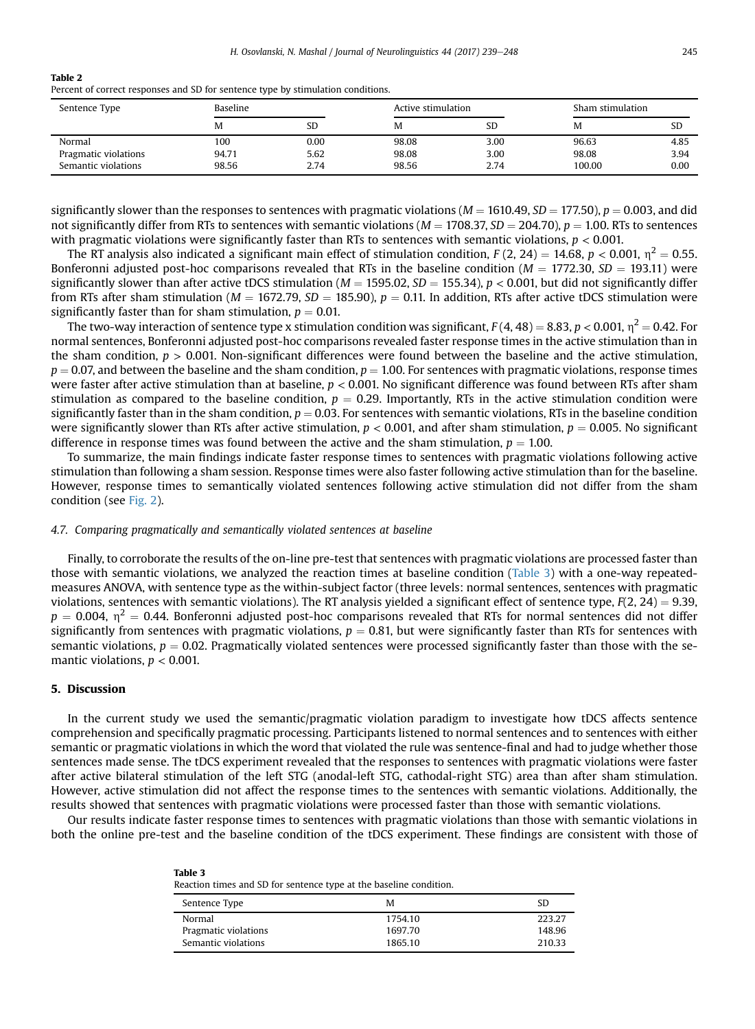**Table 2**
Percent of correct responses and SD for sentence type by stimulation conditions.

| Sentence Type | Baseline | | Active stimulation | | Sham stimulation | |
|---|---|---|---|---|---|---|
| | M | SD | M | SD | M | SD |
| Normal | 100 | 0.00 | 98.08 | 3.00 | 96.63 | 4.85 |
| Pragmatic violations | 94.71 | 5.62 | 98.08 | 3.00 | 98.08 | 3.94 |
| Semantic violations | 98.56 | 2.74 | 98.56 | 2.74 | 100.00 | 0.00 |

significantly slower than the responses to sentences with pragmatic violations ($M = 1610.49$, $SD = 177.50$), $p = 0.003$, and did not significantly differ from RTs to sentences with semantic violations ($M = 1708.37$, $SD = 204.70$), $p = 1.00$. RTs to sentences with pragmatic violations were significantly faster than RTs to sentences with semantic violations, $p < 0.001$.

The RT analysis also indicated a significant main effect of stimulation condition, $F(2, 24) = 14.68$, $p < 0.001$, $\eta^2 = 0.55$. Bonferonni adjusted post-hoc comparisons revealed that RTs in the baseline condition ($M = 1772.30$, $SD = 193.11$) were significantly slower than after active tDCS stimulation ($M = 1595.02$, $SD = 155.34$), $p < 0.001$, but did not significantly differ from RTs after sham stimulation ($M = 1672.79$, $SD = 185.90$), $p = 0.11$. In addition, RTs after active tDCS stimulation were significantly faster than for sham stimulation, $p = 0.01$.

The two-way interaction of sentence type x stimulation condition was significant, $F(4, 48) = 8.83$, $p < 0.001$, $\eta^2 = 0.42$. For normal sentences, Bonferonni adjusted post-hoc comparisons revealed faster response times in the active stimulation than in the sham condition, $p > 0.001$. Non-significant differences were found between the baseline and the active stimulation, $p = 0.07$, and between the baseline and the sham condition, $p = 1.00$. For sentences with pragmatic violations, response times were faster after active stimulation than at baseline, $p < 0.001$. No significant difference was found between RTs after sham stimulation as compared to the baseline condition, $p = 0.29$. Importantly, RTs in the active stimulation condition were significantly faster than in the sham condition, $p = 0.03$. For sentences with semantic violations, RTs in the baseline condition were significantly slower than RTs after active stimulation, $p < 0.001$, and after sham stimulation, $p = 0.005$. No significant difference in response times was found between the active and the sham stimulation, $p = 1.00$.

To summarize, the main findings indicate faster response times to sentences with pragmatic violations following active stimulation than following a sham session. Response times were also faster following active stimulation than for the baseline. However, response times to semantically violated sentences following active stimulation did not differ from the sham condition (see Fig. 2).

### 4.7. Comparing pragmatically and semantically violated sentences at baseline

Finally, to corroborate the results of the on-line pre-test that sentences with pragmatic violations are processed faster than those with semantic violations, we analyzed the reaction times at baseline condition (Table 3) with a one-way repeated-measures ANOVA, with sentence type as the within-subject factor (three levels: normal sentences, sentences with pragmatic violations, sentences with semantic violations). The RT analysis yielded a significant effect of sentence type, $F(2, 24) = 9.39$, $p = 0.004$, $\eta^2 = 0.44$. Bonferonni adjusted post-hoc comparisons revealed that RTs for normal sentences did not differ significantly from sentences with pragmatic violations, $p = 0.81$, but were significantly faster than RTs for sentences with semantic violations, $p = 0.02$. Pragmatically violated sentences were processed significantly faster than those with the semantic violations, $p < 0.001$.

## 5. Discussion

In the current study we used the semantic/pragmatic violation paradigm to investigate how tDCS affects sentence comprehension and specifically pragmatic processing. Participants listened to normal sentences and to sentences with either semantic or pragmatic violations in which the word that violated the rule was sentence-final and had to judge whether those sentences made sense. The tDCS experiment revealed that the responses to sentences with pragmatic violations were faster after active bilateral stimulation of the left STG (anodal-left STG, cathodal-right STG) area than after sham stimulation. However, active stimulation did not affect the response times to the sentences with semantic violations. Additionally, the results showed that sentences with pragmatic violations were processed faster than those with semantic violations.

Our results indicate faster response times to sentences with pragmatic violations than those with semantic violations in both the online pre-test and the baseline condition of the tDCS experiment. These findings are consistent with those of

**Table 3**
Reaction times and SD for sentence type at the baseline condition.

| Sentence Type | M | SD |
|---|---|---|
| Normal | 1754.10 | 223.27 |
| Pragmatic violations | 1697.70 | 148.96 |
| Semantic violations | 1865.10 | 210.33 |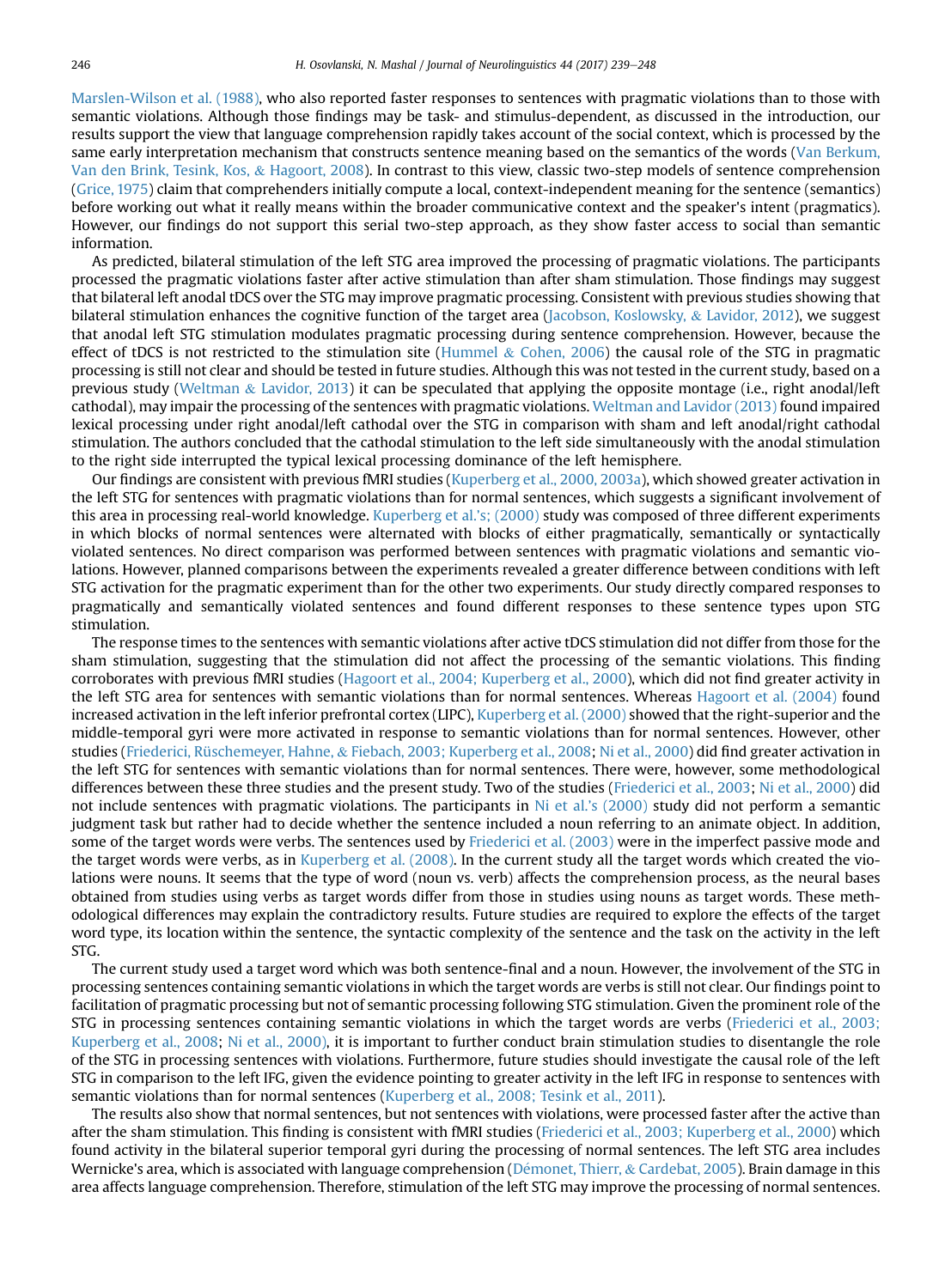Marslen-Wilson et al. (1988), who also reported faster responses to sentences with pragmatic violations than to those with semantic violations. Although those findings may be task- and stimulus-dependent, as discussed in the introduction, our results support the view that language comprehension rapidly takes account of the social context, which is processed by the same early interpretation mechanism that constructs sentence meaning based on the semantics of the words (Van Berkum, Van den Brink, Tesink, Kos, & Hagoort, 2008). In contrast to this view, classic two-step models of sentence comprehension (Grice, 1975) claim that comprehenders initially compute a local, context-independent meaning for the sentence (semantics) before working out what it really means within the broader communicative context and the speaker's intent (pragmatics). However, our findings do not support this serial two-step approach, as they show faster access to social than semantic information.

As predicted, bilateral stimulation of the left STG area improved the processing of pragmatic violations. The participants processed the pragmatic violations faster after active stimulation than after sham stimulation. Those findings may suggest that bilateral left anodal tDCS over the STG may improve pragmatic processing. Consistent with previous studies showing that bilateral stimulation enhances the cognitive function of the target area (Jacobson, Koslowsky, & Lavidor, 2012), we suggest that anodal left STG stimulation modulates pragmatic processing during sentence comprehension. However, because the effect of tDCS is not restricted to the stimulation site (Hummel & Cohen, 2006) the causal role of the STG in pragmatic processing is still not clear and should be tested in future studies. Although this was not tested in the current study, based on a previous study (Weltman & Lavidor, 2013) it can be speculated that applying the opposite montage (i.e., right anodal/left cathodal), may impair the processing of the sentences with pragmatic violations. Weltman and Lavidor (2013) found impaired lexical processing under right anodal/left cathodal over the STG in comparison with sham and left anodal/right cathodal stimulation. The authors concluded that the cathodal stimulation to the left side simultaneously with the anodal stimulation to the right side interrupted the typical lexical processing dominance of the left hemisphere.

Our findings are consistent with previous fMRI studies (Kuperberg et al., 2000, 2003a), which showed greater activation in the left STG for sentences with pragmatic violations than for normal sentences, which suggests a significant involvement of this area in processing real-world knowledge. Kuperberg et al.'s; (2000) study was composed of three different experiments in which blocks of normal sentences were alternated with blocks of either pragmatically, semantically or syntactically violated sentences. No direct comparison was performed between sentences with pragmatic violations and semantic violations. However, planned comparisons between the experiments revealed a greater difference between conditions with left STG activation for the pragmatic experiment than for the other two experiments. Our study directly compared responses to pragmatically and semantically violated sentences and found different responses to these sentence types upon STG stimulation.

The response times to the sentences with semantic violations after active tDCS stimulation did not differ from those for the sham stimulation, suggesting that the stimulation did not affect the processing of the semantic violations. This finding corroborates with previous fMRI studies (Hagoort et al., 2004; Kuperberg et al., 2000), which did not find greater activity in the left STG area for sentences with semantic violations than for normal sentences. Whereas Hagoort et al. (2004) found increased activation in the left inferior prefrontal cortex (LIPC), Kuperberg et al. (2000) showed that the right-superior and the middle-temporal gyri were more activated in response to semantic violations than for normal sentences. However, other studies (Friederici, Rüschemeyer, Hahne, & Fiebach, 2003; Kuperberg et al., 2008; Ni et al., 2000) did find greater activation in the left STG for sentences with semantic violations than for normal sentences. There were, however, some methodological differences between these three studies and the present study. Two of the studies (Friederici et al., 2003; Ni et al., 2000) did not include sentences with pragmatic violations. The participants in Ni et al.'s (2000) study did not perform a semantic judgment task but rather had to decide whether the sentence included a noun referring to an animate object. In addition, some of the target words were verbs. The sentences used by Friederici et al. (2003) were in the imperfect passive mode and the target words were verbs, as in Kuperberg et al. (2008). In the current study all the target words which created the violations were nouns. It seems that the type of word (noun vs. verb) affects the comprehension process, as the neural bases obtained from studies using verbs as target words differ from those in studies using nouns as target words. These methodological differences may explain the contradictory results. Future studies are required to explore the effects of the target word type, its location within the sentence, the syntactic complexity of the sentence and the task on the activity in the left STG.

The current study used a target word which was both sentence-final and a noun. However, the involvement of the STG in processing sentences containing semantic violations in which the target words are verbs is still not clear. Our findings point to facilitation of pragmatic processing but not of semantic processing following STG stimulation. Given the prominent role of the STG in processing sentences containing semantic violations in which the target words are verbs (Friederici et al., 2003; Kuperberg et al., 2008; Ni et al., 2000), it is important to further conduct brain stimulation studies to disentangle the role of the STG in processing sentences with violations. Furthermore, future studies should investigate the causal role of the left STG in comparison to the left IFG, given the evidence pointing to greater activity in the left IFG in response to sentences with semantic violations than for normal sentences (Kuperberg et al., 2008; Tesink et al., 2011).

The results also show that normal sentences, but not sentences with violations, were processed faster after the active than after the sham stimulation. This finding is consistent with fMRI studies (Friederici et al., 2003; Kuperberg et al., 2000) which found activity in the bilateral superior temporal gyri during the processing of normal sentences. The left STG area includes Wernicke's area, which is associated with language comprehension (Démonet, Thierr, & Cardebat, 2005). Brain damage in this area affects language comprehension. Therefore, stimulation of the left STG may improve the processing of normal sentences.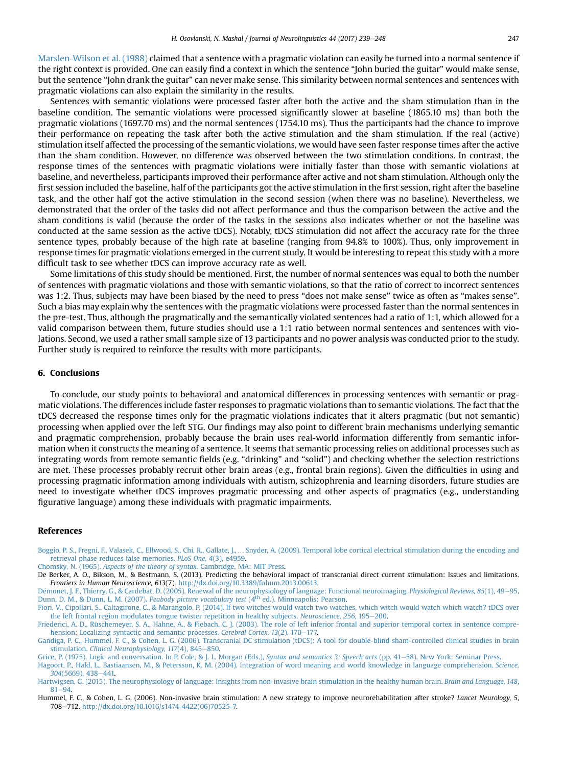Marslen-Wilson et al. (1988) claimed that a sentence with a pragmatic violation can easily be turned into a normal sentence if the right context is provided. One can easily find a context in which the sentence "John buried the guitar" would make sense, but the sentence "John drank the guitar" can never make sense. This similarity between normal sentences and sentences with pragmatic violations can also explain the similarity in the results.

Sentences with semantic violations were processed faster after both the active and the sham stimulation than in the baseline condition. The semantic violations were processed significantly slower at baseline (1865.10 ms) than both the pragmatic violations (1697.70 ms) and the normal sentences (1754.10 ms). Thus the participants had the chance to improve their performance on repeating the task after both the active stimulation and the sham stimulation. If the real (active) stimulation itself affected the processing of the semantic violations, we would have seen faster response times after the active than the sham condition. However, no difference was observed between the two stimulation conditions. In contrast, the response times of the sentences with pragmatic violations were initially faster than those with semantic violations at baseline, and nevertheless, participants improved their performance after active and not sham stimulation. Although only the first session included the baseline, half of the participants got the active stimulation in the first session, right after the baseline task, and the other half got the active stimulation in the second session (when there was no baseline). Nevertheless, we demonstrated that the order of the tasks did not affect performance and thus the comparison between the active and the sham conditions is valid (because the order of the tasks in the sessions also indicates whether or not the baseline was conducted at the same session as the active tDCS). Notably, tDCS stimulation did not affect the accuracy rate for the three sentence types, probably because of the high rate at baseline (ranging from 94.8% to 100%). Thus, only improvement in response times for pragmatic violations emerged in the current study. It would be interesting to repeat this study with a more difficult task to see whether tDCS can improve accuracy rate as well.

Some limitations of this study should be mentioned. First, the number of normal sentences was equal to both the number of sentences with pragmatic violations and those with semantic violations, so that the ratio of correct to incorrect sentences was 1:2. Thus, subjects may have been biased by the need to press "does not make sense" twice as often as "makes sense". Such a bias may explain why the sentences with the pragmatic violations were processed faster than the normal sentences in the pre-test. Thus, although the pragmatically and the semantically violated sentences had a ratio of 1:1, which allowed for a valid comparison between them, future studies should use a 1:1 ratio between normal sentences and sentences with violations. Second, we used a rather small sample size of 13 participants and no power analysis was conducted prior to the study. Further study is required to reinforce the results with more participants.

## 6. Conclusions

To conclude, our study points to behavioral and anatomical differences in processing sentences with semantic or pragmatic violations. The differences include faster responses to pragmatic violations than to semantic violations. The fact that the tDCS decreased the response times only for the pragmatic violations indicates that it alters pragmatic (but not semantic) processing when applied over the left STG. Our findings may also point to different brain mechanisms underlying semantic and pragmatic comprehension, probably because the brain uses real-world information differently from semantic information when it constructs the meaning of a sentence. It seems that semantic processing relies on additional processes such as integrating words from remote semantic fields (e.g. "drinking" and "solid") and checking whether the selection restrictions are met. These processes probably recruit other brain areas (e.g., frontal brain regions). Given the difficulties in using and processing pragmatic information among individuals with autism, schizophrenia and learning disorders, future studies are need to investigate whether tDCS improves pragmatic processing and other aspects of pragmatics (e.g., understanding figurative language) among these individuals with pragmatic impairments.

## References

Boggio, P. S., Fregni, F., Valasek, C., Ellwood, S., Chi, R., Gallate, J., … Snyder, A. (2009). Temporal lobe cortical electrical stimulation during the encoding and retrieval phase reduces false memories. *PLoS One, 4*(3), e4959.

Chomsky, N. (1965). *Aspects of the theory of syntax*. Cambridge, MA: MIT Press.

De Berker, A. O., Bikson, M., & Bestmann, S. (2013). Predicting the behavioral impact of transcranial direct current stimulation: Issues and limitations. *Frontiers in Human Neuroscience, 613*(7). http://dx.doi.org/10.3389/fnhum.2013.00613.

Démonet, J. F., Thierry, G., & Cardebat, D. (2005). Renewal of the neurophysiology of language: Functional neuroimaging. *Physiological Reviews, 85*(1), 49–95.

Dunn, D. M., & Dunn, L. M. (2007). *Peabody picture vocabulary test* (4th ed.). Minneapolis: Pearson.

Fiori, V., Cipollari, S., Caltagirone, C., & Marangolo, P. (2014). If two witches would watch two watches, which witch would watch which watch? tDCS over the left frontal region modulates tongue twister repetition in healthy subjects. *Neuroscience, 256*, 195–200.

Friederici, A. D., Rüschemeyer, S. A., Hahne, A., & Fiebach, C. J. (2003). The role of left inferior frontal and superior temporal cortex in sentence comprehension: Localizing syntactic and semantic processes. *Cerebral Cortex, 13*(2), 170–177.

Gandiga, P. C., Hummel, F. C., & Cohen, L. G. (2006). Transcranial DC stimulation (tDCS): A tool for double-blind sham-controlled clinical studies in brain stimulation. *Clinical Neurophysiology, 117*(4), 845–850.

Grice, P. (1975). Logic and conversation. In P. Cole, & J. L. Morgan (Eds.), *Syntax and semantics 3: Speech acts* (pp. 41–58). New York: Seminar Press.

Hagoort, P., Hald, L., Bastiaansen, M., & Petersson, K. M. (2004). Integration of word meaning and world knowledge in language comprehension. *Science, 304*(5669), 438–441.

Hartwigsen, G. (2015). The neurophysiology of language: Insights from non-invasive brain stimulation in the healthy human brain. *Brain and Language, 148*, 81–94.

Hummel, F. C., & Cohen, L. G. (2006). Non-invasive brain stimulation: A new strategy to improve neurorehabilitation after stroke? *Lancet Neurology, 5*, 708–712. http://dx.doi.org/10.1016/s1474-4422(06)70525-7.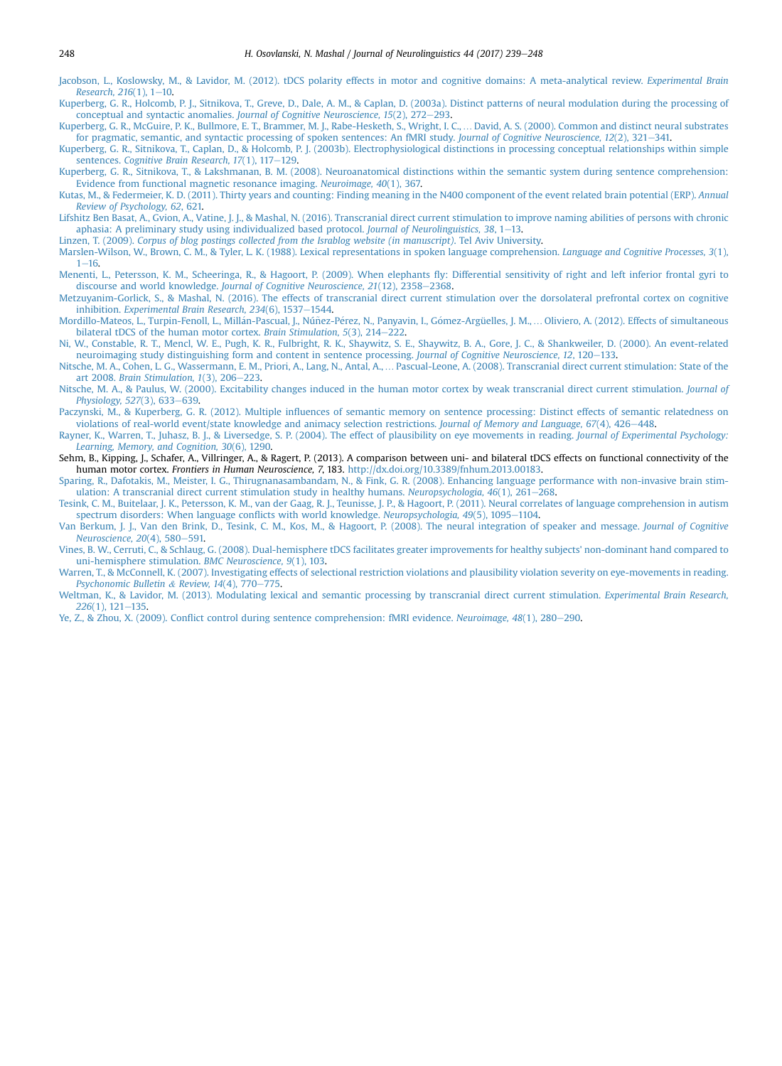Jacobson, L., Koslowsky, M., & Lavidor, M. (2012). tDCS polarity effects in motor and cognitive domains: A meta-analytical review. *Experimental Brain Research, 216*(1), 1–10.

Kuperberg, G. R., Holcomb, P. J., Sitnikova, T., Greve, D., Dale, A. M., & Caplan, D. (2003a). Distinct patterns of neural modulation during the processing of conceptual and syntactic anomalies. *Journal of Cognitive Neuroscience, 15*(2), 272–293.

Kuperberg, G. R., McGuire, P. K., Bullmore, E. T., Brammer, M. J., Rabe-Hesketh, S., Wright, I. C., … David, A. S. (2000). Common and distinct neural substrates for pragmatic, semantic, and syntactic processing of spoken sentences: An fMRI study. *Journal of Cognitive Neuroscience, 12*(2), 321–341.

Kuperberg, G. R., Sitnikova, T., Caplan, D., & Holcomb, P. J. (2003b). Electrophysiological distinctions in processing conceptual relationships within simple sentences. *Cognitive Brain Research, 17*(1), 117–129.

Kuperberg, G. R., Sitnikova, T., & Lakshmanan, B. M. (2008). Neuroanatomical distinctions within the semantic system during sentence comprehension: Evidence from functional magnetic resonance imaging. *Neuroimage, 40*(1), 367.

Kutas, M., & Federmeier, K. D. (2011). Thirty years and counting: Finding meaning in the N400 component of the event related brain potential (ERP). *Annual Review of Psychology, 62*, 621.

Lifshitz Ben Basat, A., Gvion, A., Vatine, J. J., & Mashal, N. (2016). Transcranial direct current stimulation to improve naming abilities of persons with chronic aphasia: A preliminary study using individualized based protocol. *Journal of Neurolinguistics, 38*, 1–13.

Linzen, T. (2009). *Corpus of blog postings collected from the Israblog website (in manuscript)*. Tel Aviv University.

Marslen-Wilson, W., Brown, C. M., & Tyler, L. K. (1988). Lexical representations in spoken language comprehension. *Language and Cognitive Processes, 3*(1), 1–16.

Menenti, L., Petersson, K. M., Scheeringa, R., & Hagoort, P. (2009). When elephants fly: Differential sensitivity of right and left inferior frontal gyri to discourse and world knowledge. *Journal of Cognitive Neuroscience, 21*(12), 2358–2368.

Metzuyanim-Gorlick, S., & Mashal, N. (2016). The effects of transcranial direct current stimulation over the dorsolateral prefrontal cortex on cognitive inhibition. *Experimental Brain Research, 234*(6), 1537–1544.

Mordillo-Mateos, L., Turpin-Fenoll, L., Millán-Pascual, J., Núñez-Pérez, N., Panyavin, I., Gómez-Argüelles, J. M., … Oliviero, A. (2012). Effects of simultaneous bilateral tDCS of the human motor cortex. *Brain Stimulation, 5*(3), 214–222.

Ni, W., Constable, R. T., Mencl, W. E., Pugh, K. R., Fulbright, R. K., Shaywitz, S. E., Shaywitz, B. A., Gore, J. C., & Shankweiler, D. (2000). An event-related neuroimaging study distinguishing form and content in sentence processing. *Journal of Cognitive Neuroscience, 12*, 120–133.

Nitsche, M. A., Cohen, L. G., Wassermann, E. M., Priori, A., Lang, N., Antal, A., … Pascual-Leone, A. (2008). Transcranial direct current stimulation: State of the art 2008. *Brain Stimulation, 1*(3), 206–223.

Nitsche, M. A., & Paulus, W. (2000). Excitability changes induced in the human motor cortex by weak transcranial direct current stimulation. *Journal of Physiology, 527*(3), 633–639.

Paczynski, M., & Kuperberg, G. R. (2012). Multiple influences of semantic memory on sentence processing: Distinct effects of semantic relatedness on violations of real-world event/state knowledge and animacy selection restrictions. *Journal of Memory and Language, 67*(4), 426–448.

Rayner, K., Warren, T., Juhasz, B. J., & Liversedge, S. P. (2004). The effect of plausibility on eye movements in reading. *Journal of Experimental Psychology: Learning, Memory, and Cognition, 30*(6), 1290.

Sehm, B., Kipping, J., Schafer, A., Villringer, A., & Ragert, P. (2013). A comparison between uni- and bilateral tDCS effects on functional connectivity of the human motor cortex. *Frontiers in Human Neuroscience, 7*, 183. http://dx.doi.org/10.3389/fnhum.2013.00183.

Sparing, R., Dafotakis, M., Meister, I. G., Thirugnanasambandam, N., & Fink, G. R. (2008). Enhancing language performance with non-invasive brain stimulation: A transcranial direct current stimulation study in healthy humans. *Neuropsychologia, 46*(1), 261–268.

Tesink, C. M., Buitelaar, J. K., Petersson, K. M., van der Gaag, R. J., Teunisse, J. P., & Hagoort, P. (2011). Neural correlates of language comprehension in autism spectrum disorders: When language conflicts with world knowledge. *Neuropsychologia, 49*(5), 1095–1104.

Van Berkum, J. J., Van den Brink, D., Tesink, C. M., Kos, M., & Hagoort, P. (2008). The neural integration of speaker and message. *Journal of Cognitive Neuroscience, 20*(4), 580–591.

Vines, B. W., Cerruti, C., & Schlaug, G. (2008). Dual-hemisphere tDCS facilitates greater improvements for healthy subjects' non-dominant hand compared to uni-hemisphere stimulation. *BMC Neuroscience, 9*(1), 103.

Warren, T., & McConnell, K. (2007). Investigating effects of selectional restriction violations and plausibility violation severity on eye-movements in reading. *Psychonomic Bulletin & Review, 14*(4), 770–775.

Weltman, K., & Lavidor, M. (2013). Modulating lexical and semantic processing by transcranial direct current stimulation. *Experimental Brain Research, 226*(1), 121–135.

Ye, Z., & Zhou, X. (2009). Conflict control during sentence comprehension: fMRI evidence. *Neuroimage, 48*(1), 280–290.